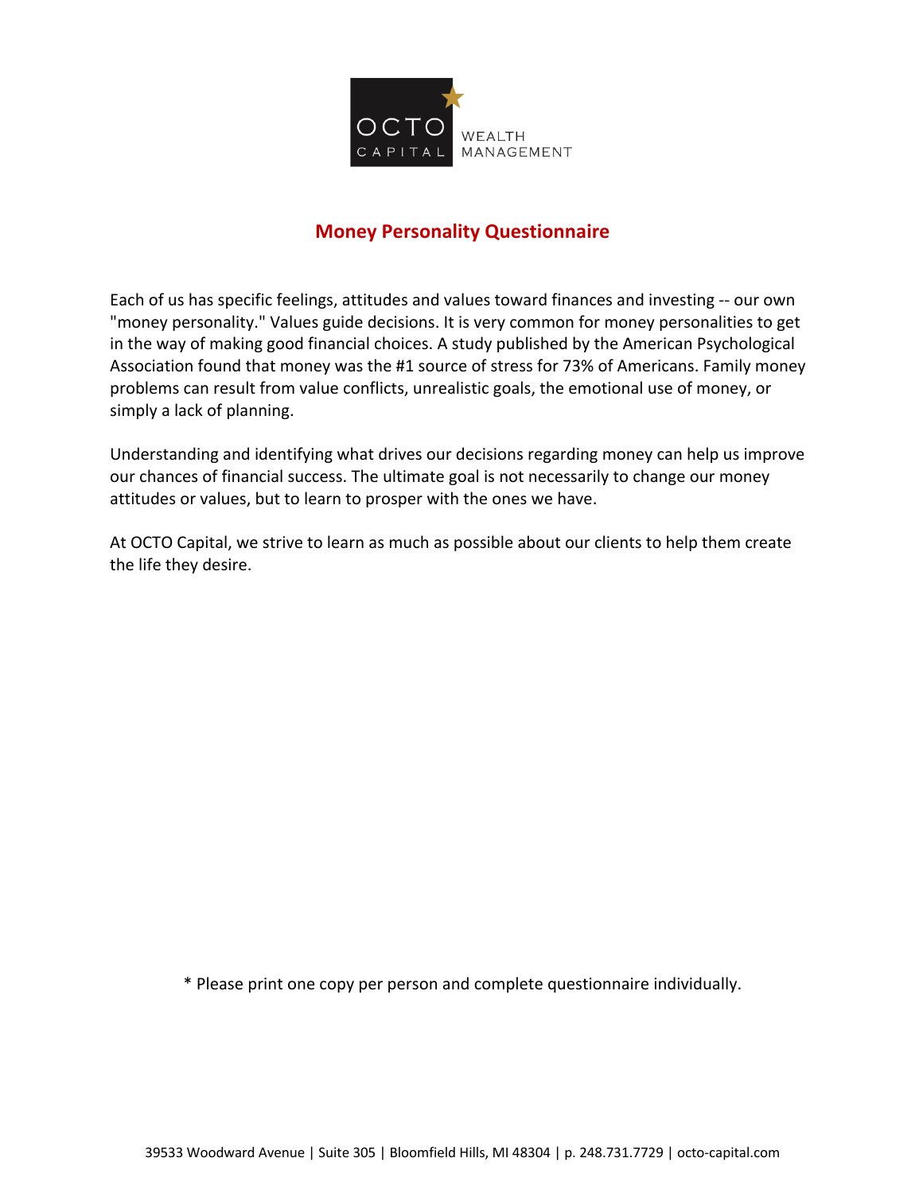OCTO CAPITAL WEALTH MANAGEMENT

# Money Personality Questionnaire

Each of us has specific feelings, attitudes and values toward finances and investing -- our own "money personality." Values guide decisions. It is very common for money personalities to get in the way of making good financial choices. A study published by the American Psychological Association found that money was the #1 source of stress for 73% of Americans. Family money problems can result from value conflicts, unrealistic goals, the emotional use of money, or simply a lack of planning.

Understanding and identifying what drives our decisions regarding money can help us improve our chances of financial success. The ultimate goal is not necessarily to change our money attitudes or values, but to learn to prosper with the ones we have.

At OCTO Capital, we strive to learn as much as possible about our clients to help them create the life they desire.

* Please print one copy per person and complete questionnaire individually.

39533 Woodward Avenue | Suite 305 | Bloomfield Hills, MI 48304 | p. 248.731.7729 | octo-capital.com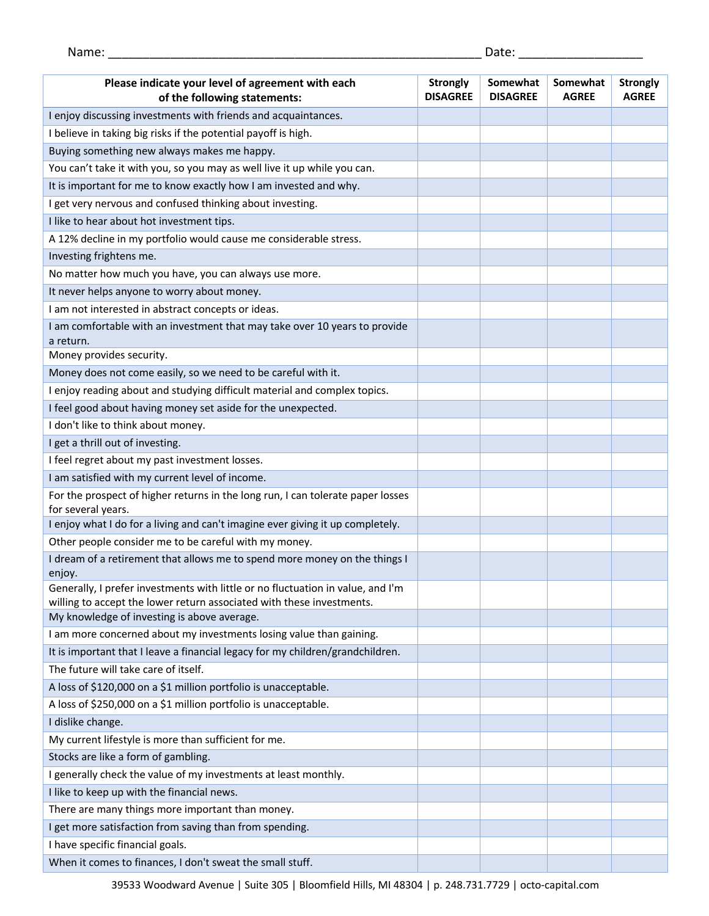Name: ______________________________________________________ Date: __________________

| Please indicate your level of agreement with each of the following statements: | Strongly DISAGREE | Somewhat DISAGREE | Somewhat AGREE | Strongly AGREE |
|---|---|---|---|---|
| I enjoy discussing investments with friends and acquaintances. | | | | |
| I believe in taking big risks if the potential payoff is high. | | | | |
| Buying something new always makes me happy. | | | | |
| You can't take it with you, so you may as well live it up while you can. | | | | |
| It is important for me to know exactly how I am invested and why. | | | | |
| I get very nervous and confused thinking about investing. | | | | |
| I like to hear about hot investment tips. | | | | |
| A 12% decline in my portfolio would cause me considerable stress. | | | | |
| Investing frightens me. | | | | |
| No matter how much you have, you can always use more. | | | | |
| It never helps anyone to worry about money. | | | | |
| I am not interested in abstract concepts or ideas. | | | | |
| I am comfortable with an investment that may take over 10 years to provide a return. | | | | |
| Money provides security. | | | | |
| Money does not come easily, so we need to be careful with it. | | | | |
| I enjoy reading about and studying difficult material and complex topics. | | | | |
| I feel good about having money set aside for the unexpected. | | | | |
| I don't like to think about money. | | | | |
| I get a thrill out of investing. | | | | |
| I feel regret about my past investment losses. | | | | |
| I am satisfied with my current level of income. | | | | |
| For the prospect of higher returns in the long run, I can tolerate paper losses for several years. | | | | |
| I enjoy what I do for a living and can't imagine ever giving it up completely. | | | | |
| Other people consider me to be careful with my money. | | | | |
| I dream of a retirement that allows me to spend more money on the things I enjoy. | | | | |
| Generally, I prefer investments with little or no fluctuation in value, and I'm willing to accept the lower return associated with these investments. | | | | |
| My knowledge of investing is above average. | | | | |
| I am more concerned about my investments losing value than gaining. | | | | |
| It is important that I leave a financial legacy for my children/grandchildren. | | | | |
| The future will take care of itself. | | | | |
| A loss of $120,000 on a $1 million portfolio is unacceptable. | | | | |
| A loss of $250,000 on a $1 million portfolio is unacceptable. | | | | |
| I dislike change. | | | | |
| My current lifestyle is more than sufficient for me. | | | | |
| Stocks are like a form of gambling. | | | | |
| I generally check the value of my investments at least monthly. | | | | |
| I like to keep up with the financial news. | | | | |
| There are many things more important than money. | | | | |
| I get more satisfaction from saving than from spending. | | | | |
| I have specific financial goals. | | | | |
| When it comes to finances, I don't sweat the small stuff. | | | | |

39533 Woodward Avenue | Suite 305 | Bloomfield Hills, MI 48304 | p. 248.731.7729 | octo-capital.com